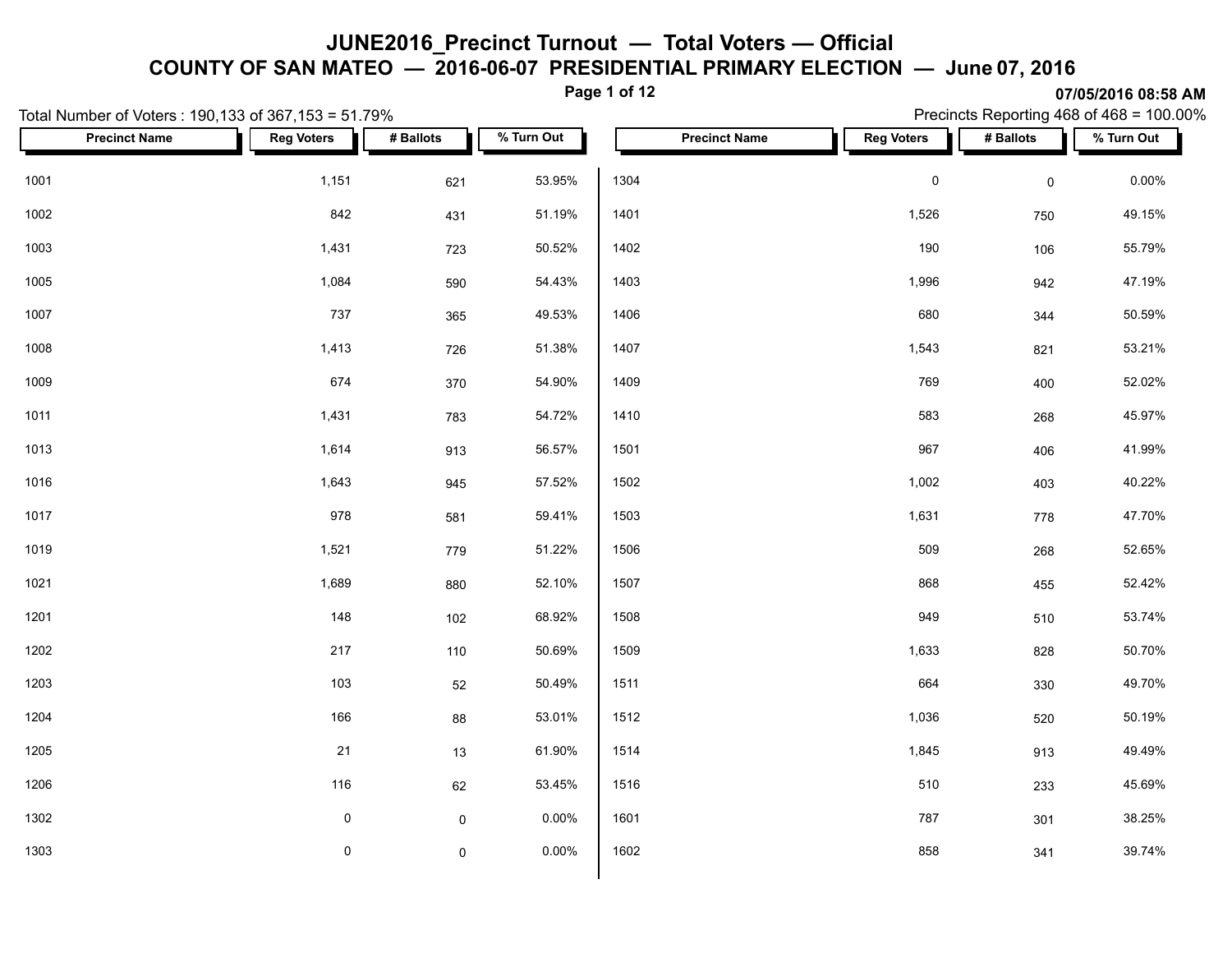# JUNE2016_Precinct Turnout — Total Voters — Official

## COUNTY OF SAN MATEO — 2016-06-07 PRESIDENTIAL PRIMARY ELECTION — June 07, 2016

**07/05/2016 08:58 AM**

Total Number of Voters : 190,133 of 367,153 = 51.79%

Precincts Reporting 468 of 468 = 100.00%

| Precinct Name | Reg Voters | # Ballots | % Turn Out |
|---|---|---|---|
| 1001 | 1,151 | 621 | 53.95% |
| 1002 | 842 | 431 | 51.19% |
| 1003 | 1,431 | 723 | 50.52% |
| 1005 | 1,084 | 590 | 54.43% |
| 1007 | 737 | 365 | 49.53% |
| 1008 | 1,413 | 726 | 51.38% |
| 1009 | 674 | 370 | 54.90% |
| 1011 | 1,431 | 783 | 54.72% |
| 1013 | 1,614 | 913 | 56.57% |
| 1016 | 1,643 | 945 | 57.52% |
| 1017 | 978 | 581 | 59.41% |
| 1019 | 1,521 | 779 | 51.22% |
| 1021 | 1,689 | 880 | 52.10% |
| 1201 | 148 | 102 | 68.92% |
| 1202 | 217 | 110 | 50.69% |
| 1203 | 103 | 52 | 50.49% |
| 1204 | 166 | 88 | 53.01% |
| 1205 | 21 | 13 | 61.90% |
| 1206 | 116 | 62 | 53.45% |
| 1302 | 0 | 0 | 0.00% |
| 1303 | 0 | 0 | 0.00% |
| 1304 | 0 | 0 | 0.00% |
| 1401 | 1,526 | 750 | 49.15% |
| 1402 | 190 | 106 | 55.79% |
| 1403 | 1,996 | 942 | 47.19% |
| 1406 | 680 | 344 | 50.59% |
| 1407 | 1,543 | 821 | 53.21% |
| 1409 | 769 | 400 | 52.02% |
| 1410 | 583 | 268 | 45.97% |
| 1501 | 967 | 406 | 41.99% |
| 1502 | 1,002 | 403 | 40.22% |
| 1503 | 1,631 | 778 | 47.70% |
| 1506 | 509 | 268 | 52.65% |
| 1507 | 868 | 455 | 52.42% |
| 1508 | 949 | 510 | 53.74% |
| 1509 | 1,633 | 828 | 50.70% |
| 1511 | 664 | 330 | 49.70% |
| 1512 | 1,036 | 520 | 50.19% |
| 1514 | 1,845 | 913 | 49.49% |
| 1516 | 510 | 233 | 45.69% |
| 1601 | 787 | 301 | 38.25% |
| 1602 | 858 | 341 | 39.74% |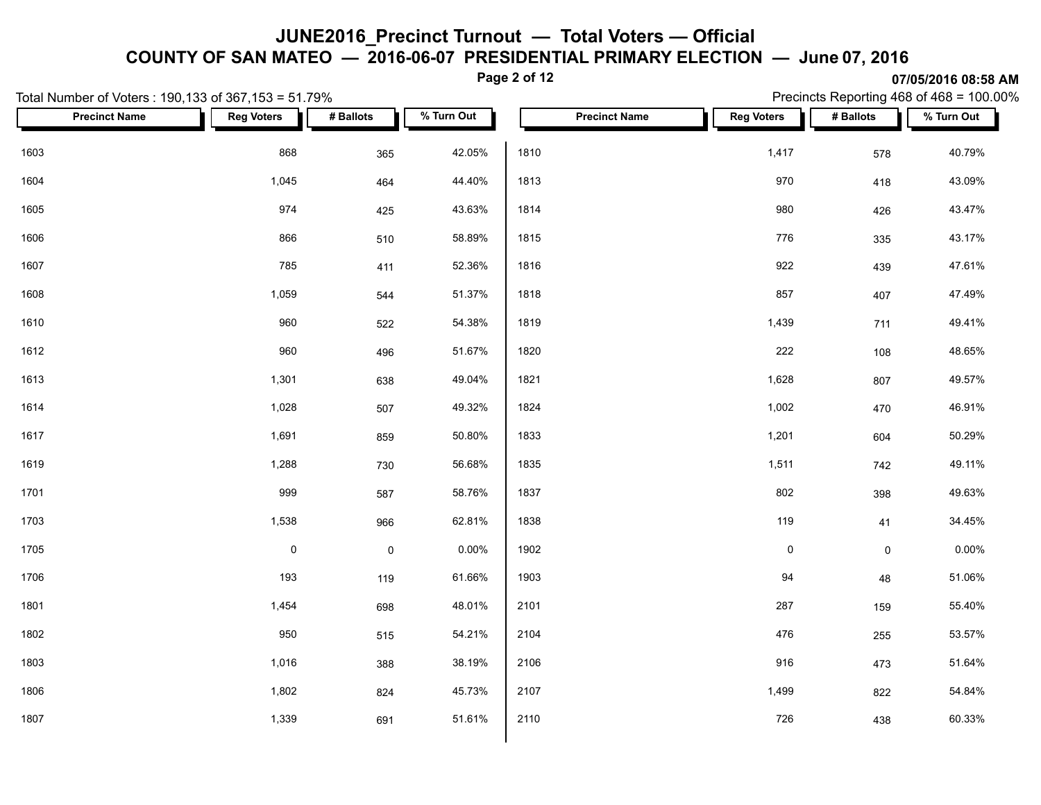# JUNE2016_Precinct Turnout — Total Voters — Official

## COUNTY OF SAN MATEO — 2016-06-07 PRESIDENTIAL PRIMARY ELECTION — June 07, 2016

**07/05/2016 08:58 AM**

Total Number of Voters : 190,133 of 367,153 = 51.79%

Precincts Reporting 468 of 468 = 100.00%

| Precinct Name | Reg Voters | # Ballots | % Turn Out |
|---|---|---|---|
| 1603 | 868 | 365 | 42.05% |
| 1604 | 1,045 | 464 | 44.40% |
| 1605 | 974 | 425 | 43.63% |
| 1606 | 866 | 510 | 58.89% |
| 1607 | 785 | 411 | 52.36% |
| 1608 | 1,059 | 544 | 51.37% |
| 1610 | 960 | 522 | 54.38% |
| 1612 | 960 | 496 | 51.67% |
| 1613 | 1,301 | 638 | 49.04% |
| 1614 | 1,028 | 507 | 49.32% |
| 1617 | 1,691 | 859 | 50.80% |
| 1619 | 1,288 | 730 | 56.68% |
| 1701 | 999 | 587 | 58.76% |
| 1703 | 1,538 | 966 | 62.81% |
| 1705 | 0 | 0 | 0.00% |
| 1706 | 193 | 119 | 61.66% |
| 1801 | 1,454 | 698 | 48.01% |
| 1802 | 950 | 515 | 54.21% |
| 1803 | 1,016 | 388 | 38.19% |
| 1806 | 1,802 | 824 | 45.73% |
| 1807 | 1,339 | 691 | 51.61% |
| 1810 | 1,417 | 578 | 40.79% |
| 1813 | 970 | 418 | 43.09% |
| 1814 | 980 | 426 | 43.47% |
| 1815 | 776 | 335 | 43.17% |
| 1816 | 922 | 439 | 47.61% |
| 1818 | 857 | 407 | 47.49% |
| 1819 | 1,439 | 711 | 49.41% |
| 1820 | 222 | 108 | 48.65% |
| 1821 | 1,628 | 807 | 49.57% |
| 1824 | 1,002 | 470 | 46.91% |
| 1833 | 1,201 | 604 | 50.29% |
| 1835 | 1,511 | 742 | 49.11% |
| 1837 | 802 | 398 | 49.63% |
| 1838 | 119 | 41 | 34.45% |
| 1902 | 0 | 0 | 0.00% |
| 1903 | 94 | 48 | 51.06% |
| 2101 | 287 | 159 | 55.40% |
| 2104 | 476 | 255 | 53.57% |
| 2106 | 916 | 473 | 51.64% |
| 2107 | 1,499 | 822 | 54.84% |
| 2110 | 726 | 438 | 60.33% |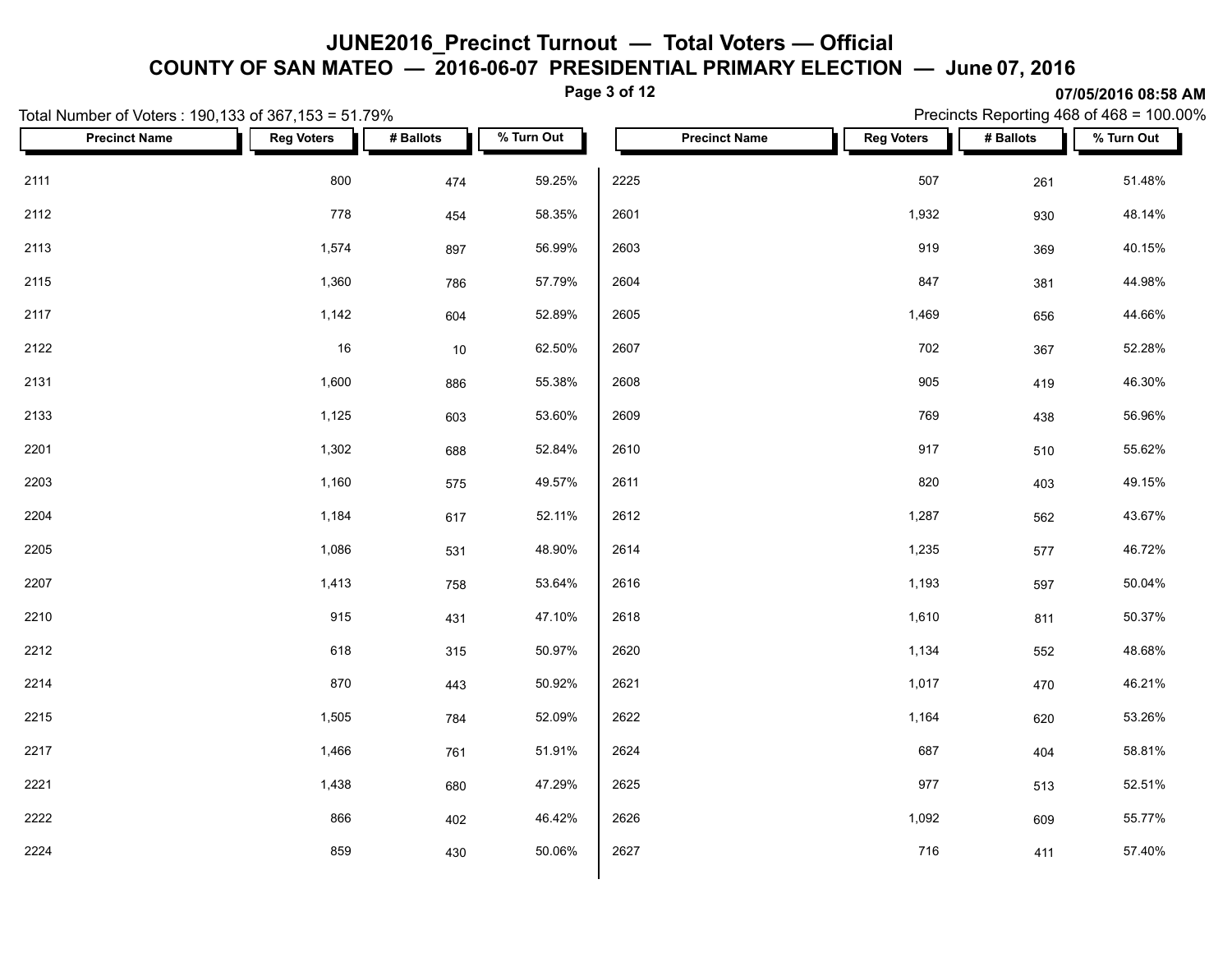# JUNE2016_Precinct Turnout — Total Voters — Official

## COUNTY OF SAN MATEO — 2016-06-07 PRESIDENTIAL PRIMARY ELECTION — June 07, 2016

07/05/2016 08:58 AM

Total Number of Voters : 190,133 of 367,153 = 51.79%

Precincts Reporting 468 of 468 = 100.00%

| Precinct Name | Reg Voters | # Ballots | % Turn Out |
|---|---|---|---|
| 2111 | 800 | 474 | 59.25% |
| 2112 | 778 | 454 | 58.35% |
| 2113 | 1,574 | 897 | 56.99% |
| 2115 | 1,360 | 786 | 57.79% |
| 2117 | 1,142 | 604 | 52.89% |
| 2122 | 16 | 10 | 62.50% |
| 2131 | 1,600 | 886 | 55.38% |
| 2133 | 1,125 | 603 | 53.60% |
| 2201 | 1,302 | 688 | 52.84% |
| 2203 | 1,160 | 575 | 49.57% |
| 2204 | 1,184 | 617 | 52.11% |
| 2205 | 1,086 | 531 | 48.90% |
| 2207 | 1,413 | 758 | 53.64% |
| 2210 | 915 | 431 | 47.10% |
| 2212 | 618 | 315 | 50.97% |
| 2214 | 870 | 443 | 50.92% |
| 2215 | 1,505 | 784 | 52.09% |
| 2217 | 1,466 | 761 | 51.91% |
| 2221 | 1,438 | 680 | 47.29% |
| 2222 | 866 | 402 | 46.42% |
| 2224 | 859 | 430 | 50.06% |
| 2225 | 507 | 261 | 51.48% |
| 2601 | 1,932 | 930 | 48.14% |
| 2603 | 919 | 369 | 40.15% |
| 2604 | 847 | 381 | 44.98% |
| 2605 | 1,469 | 656 | 44.66% |
| 2607 | 702 | 367 | 52.28% |
| 2608 | 905 | 419 | 46.30% |
| 2609 | 769 | 438 | 56.96% |
| 2610 | 917 | 510 | 55.62% |
| 2611 | 820 | 403 | 49.15% |
| 2612 | 1,287 | 562 | 43.67% |
| 2614 | 1,235 | 577 | 46.72% |
| 2616 | 1,193 | 597 | 50.04% |
| 2618 | 1,610 | 811 | 50.37% |
| 2620 | 1,134 | 552 | 48.68% |
| 2621 | 1,017 | 470 | 46.21% |
| 2622 | 1,164 | 620 | 53.26% |
| 2624 | 687 | 404 | 58.81% |
| 2625 | 977 | 513 | 52.51% |
| 2626 | 1,092 | 609 | 55.77% |
| 2627 | 716 | 411 | 57.40% |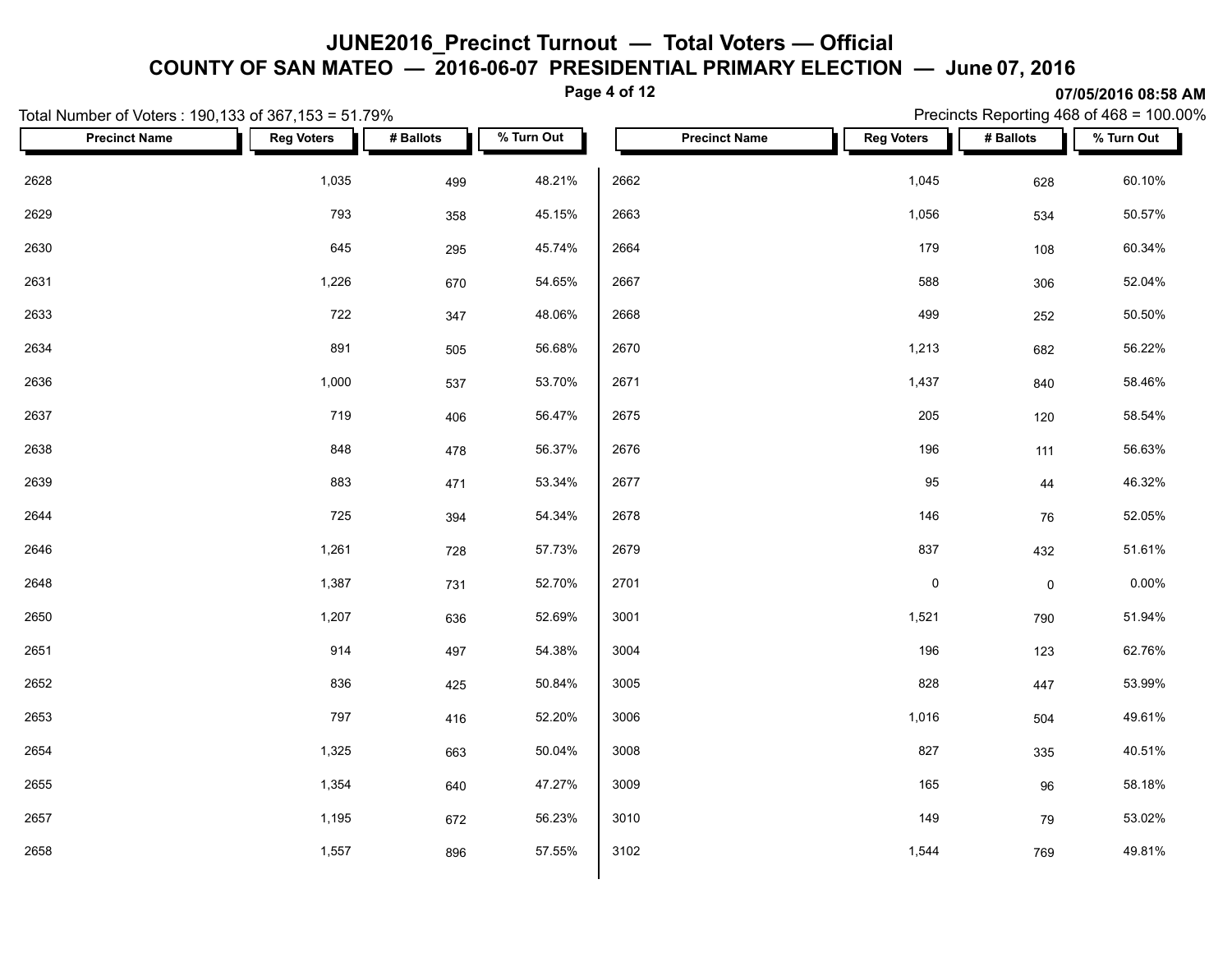# JUNE2016_Precinct Turnout — Total Voters — Official

## COUNTY OF SAN MATEO — 2016-06-07 PRESIDENTIAL PRIMARY ELECTION — June 07, 2016

07/05/2016 08:58 AM

Total Number of Voters : 190,133 of 367,153 = 51.79%

Precincts Reporting 468 of 468 = 100.00%

| Precinct Name | Reg Voters | # Ballots | % Turn Out |
|---|---|---|---|
| 2628 | 1,035 | 499 | 48.21% |
| 2629 | 793 | 358 | 45.15% |
| 2630 | 645 | 295 | 45.74% |
| 2631 | 1,226 | 670 | 54.65% |
| 2633 | 722 | 347 | 48.06% |
| 2634 | 891 | 505 | 56.68% |
| 2636 | 1,000 | 537 | 53.70% |
| 2637 | 719 | 406 | 56.47% |
| 2638 | 848 | 478 | 56.37% |
| 2639 | 883 | 471 | 53.34% |
| 2644 | 725 | 394 | 54.34% |
| 2646 | 1,261 | 728 | 57.73% |
| 2648 | 1,387 | 731 | 52.70% |
| 2650 | 1,207 | 636 | 52.69% |
| 2651 | 914 | 497 | 54.38% |
| 2652 | 836 | 425 | 50.84% |
| 2653 | 797 | 416 | 52.20% |
| 2654 | 1,325 | 663 | 50.04% |
| 2655 | 1,354 | 640 | 47.27% |
| 2657 | 1,195 | 672 | 56.23% |
| 2658 | 1,557 | 896 | 57.55% |
| 2662 | 1,045 | 628 | 60.10% |
| 2663 | 1,056 | 534 | 50.57% |
| 2664 | 179 | 108 | 60.34% |
| 2667 | 588 | 306 | 52.04% |
| 2668 | 499 | 252 | 50.50% |
| 2670 | 1,213 | 682 | 56.22% |
| 2671 | 1,437 | 840 | 58.46% |
| 2675 | 205 | 120 | 58.54% |
| 2676 | 196 | 111 | 56.63% |
| 2677 | 95 | 44 | 46.32% |
| 2678 | 146 | 76 | 52.05% |
| 2679 | 837 | 432 | 51.61% |
| 2701 | 0 | 0 | 0.00% |
| 3001 | 1,521 | 790 | 51.94% |
| 3004 | 196 | 123 | 62.76% |
| 3005 | 828 | 447 | 53.99% |
| 3006 | 1,016 | 504 | 49.61% |
| 3008 | 827 | 335 | 40.51% |
| 3009 | 165 | 96 | 58.18% |
| 3010 | 149 | 79 | 53.02% |
| 3102 | 1,544 | 769 | 49.81% |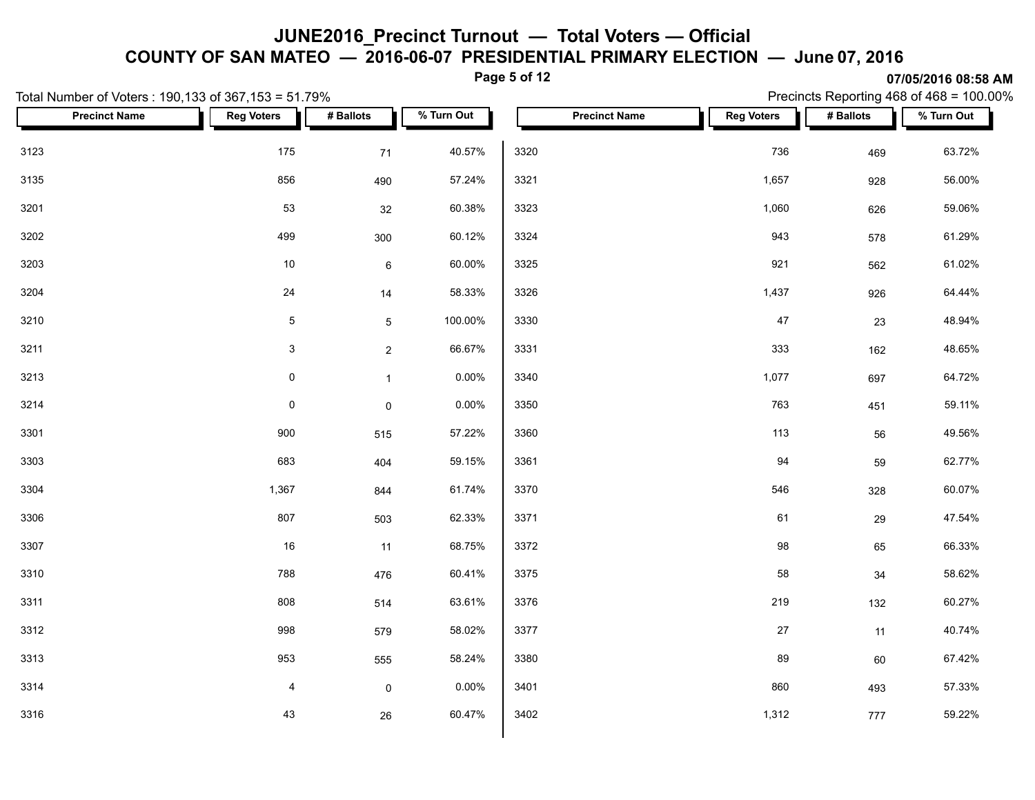# JUNE2016_Precinct Turnout — Total Voters — Official

## COUNTY OF SAN MATEO — 2016-06-07 PRESIDENTIAL PRIMARY ELECTION — June 07, 2016

07/05/2016 08:58 AM

Total Number of Voters : 190,133 of 367,153 = 51.79%

Precincts Reporting 468 of 468 = 100.00%

| Precinct Name | Reg Voters | # Ballots | % Turn Out |
|---|---|---|---|
| 3123 | 175 | 71 | 40.57% |
| 3135 | 856 | 490 | 57.24% |
| 3201 | 53 | 32 | 60.38% |
| 3202 | 499 | 300 | 60.12% |
| 3203 | 10 | 6 | 60.00% |
| 3204 | 24 | 14 | 58.33% |
| 3210 | 5 | 5 | 100.00% |
| 3211 | 3 | 2 | 66.67% |
| 3213 | 0 | 1 | 0.00% |
| 3214 | 0 | 0 | 0.00% |
| 3301 | 900 | 515 | 57.22% |
| 3303 | 683 | 404 | 59.15% |
| 3304 | 1,367 | 844 | 61.74% |
| 3306 | 807 | 503 | 62.33% |
| 3307 | 16 | 11 | 68.75% |
| 3310 | 788 | 476 | 60.41% |
| 3311 | 808 | 514 | 63.61% |
| 3312 | 998 | 579 | 58.02% |
| 3313 | 953 | 555 | 58.24% |
| 3314 | 4 | 0 | 0.00% |
| 3316 | 43 | 26 | 60.47% |
| 3320 | 736 | 469 | 63.72% |
| 3321 | 1,657 | 928 | 56.00% |
| 3323 | 1,060 | 626 | 59.06% |
| 3324 | 943 | 578 | 61.29% |
| 3325 | 921 | 562 | 61.02% |
| 3326 | 1,437 | 926 | 64.44% |
| 3330 | 47 | 23 | 48.94% |
| 3331 | 333 | 162 | 48.65% |
| 3340 | 1,077 | 697 | 64.72% |
| 3350 | 763 | 451 | 59.11% |
| 3360 | 113 | 56 | 49.56% |
| 3361 | 94 | 59 | 62.77% |
| 3370 | 546 | 328 | 60.07% |
| 3371 | 61 | 29 | 47.54% |
| 3372 | 98 | 65 | 66.33% |
| 3375 | 58 | 34 | 58.62% |
| 3376 | 219 | 132 | 60.27% |
| 3377 | 27 | 11 | 40.74% |
| 3380 | 89 | 60 | 67.42% |
| 3401 | 860 | 493 | 57.33% |
| 3402 | 1,312 | 777 | 59.22% |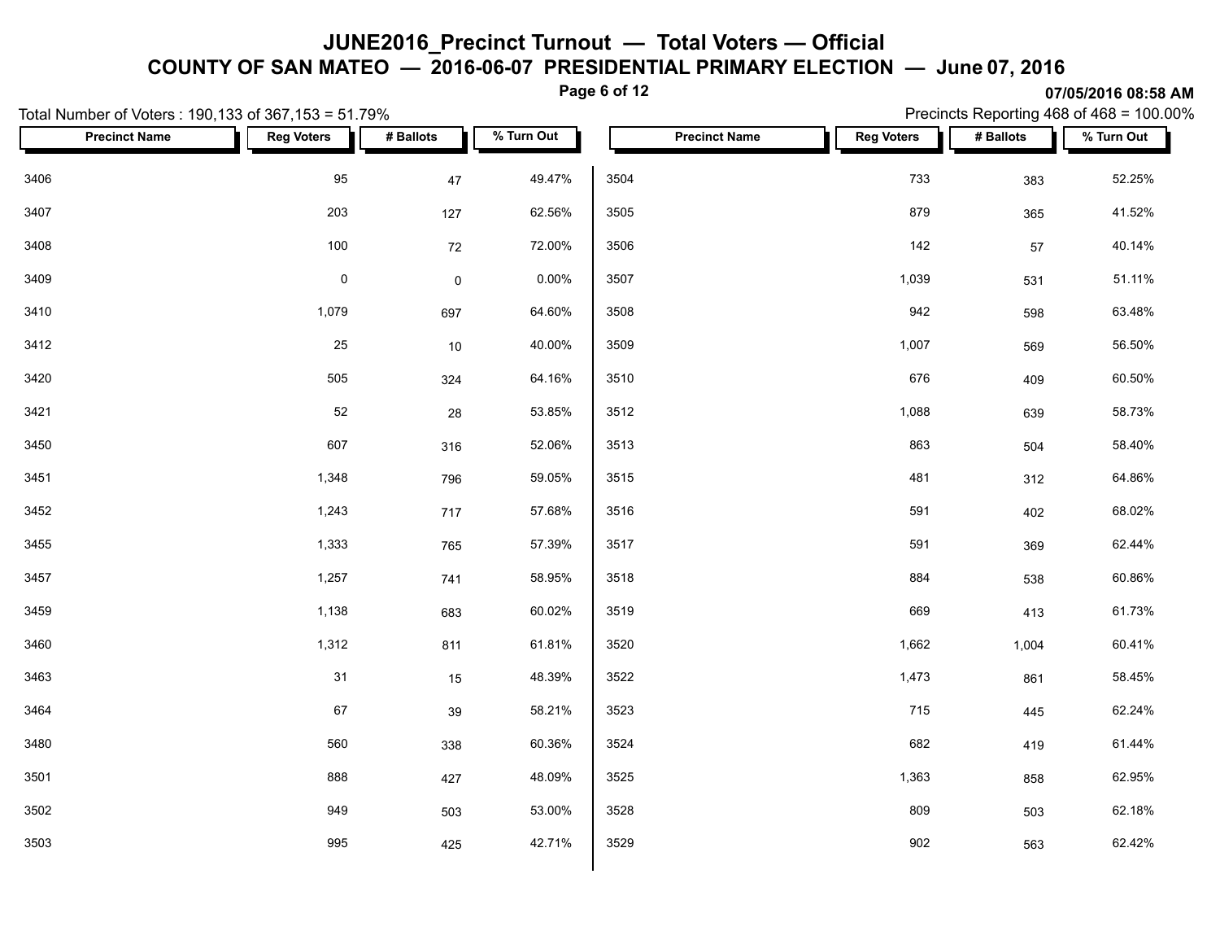# JUNE2016_Precinct Turnout — Total Voters — Official

## COUNTY OF SAN MATEO — 2016-06-07 PRESIDENTIAL PRIMARY ELECTION — June 07, 2016

07/05/2016 08:58 AM

Total Number of Voters : 190,133 of 367,153 = 51.79%

Precincts Reporting 468 of 468 = 100.00%

| Precinct Name | Reg Voters | # Ballots | % Turn Out |
|---|---|---|---|
| 3406 | 95 | 47 | 49.47% |
| 3407 | 203 | 127 | 62.56% |
| 3408 | 100 | 72 | 72.00% |
| 3409 | 0 | 0 | 0.00% |
| 3410 | 1,079 | 697 | 64.60% |
| 3412 | 25 | 10 | 40.00% |
| 3420 | 505 | 324 | 64.16% |
| 3421 | 52 | 28 | 53.85% |
| 3450 | 607 | 316 | 52.06% |
| 3451 | 1,348 | 796 | 59.05% |
| 3452 | 1,243 | 717 | 57.68% |
| 3455 | 1,333 | 765 | 57.39% |
| 3457 | 1,257 | 741 | 58.95% |
| 3459 | 1,138 | 683 | 60.02% |
| 3460 | 1,312 | 811 | 61.81% |
| 3463 | 31 | 15 | 48.39% |
| 3464 | 67 | 39 | 58.21% |
| 3480 | 560 | 338 | 60.36% |
| 3501 | 888 | 427 | 48.09% |
| 3502 | 949 | 503 | 53.00% |
| 3503 | 995 | 425 | 42.71% |
| 3504 | 733 | 383 | 52.25% |
| 3505 | 879 | 365 | 41.52% |
| 3506 | 142 | 57 | 40.14% |
| 3507 | 1,039 | 531 | 51.11% |
| 3508 | 942 | 598 | 63.48% |
| 3509 | 1,007 | 569 | 56.50% |
| 3510 | 676 | 409 | 60.50% |
| 3512 | 1,088 | 639 | 58.73% |
| 3513 | 863 | 504 | 58.40% |
| 3515 | 481 | 312 | 64.86% |
| 3516 | 591 | 402 | 68.02% |
| 3517 | 591 | 369 | 62.44% |
| 3518 | 884 | 538 | 60.86% |
| 3519 | 669 | 413 | 61.73% |
| 3520 | 1,662 | 1,004 | 60.41% |
| 3522 | 1,473 | 861 | 58.45% |
| 3523 | 715 | 445 | 62.24% |
| 3524 | 682 | 419 | 61.44% |
| 3525 | 1,363 | 858 | 62.95% |
| 3528 | 809 | 503 | 62.18% |
| 3529 | 902 | 563 | 62.42% |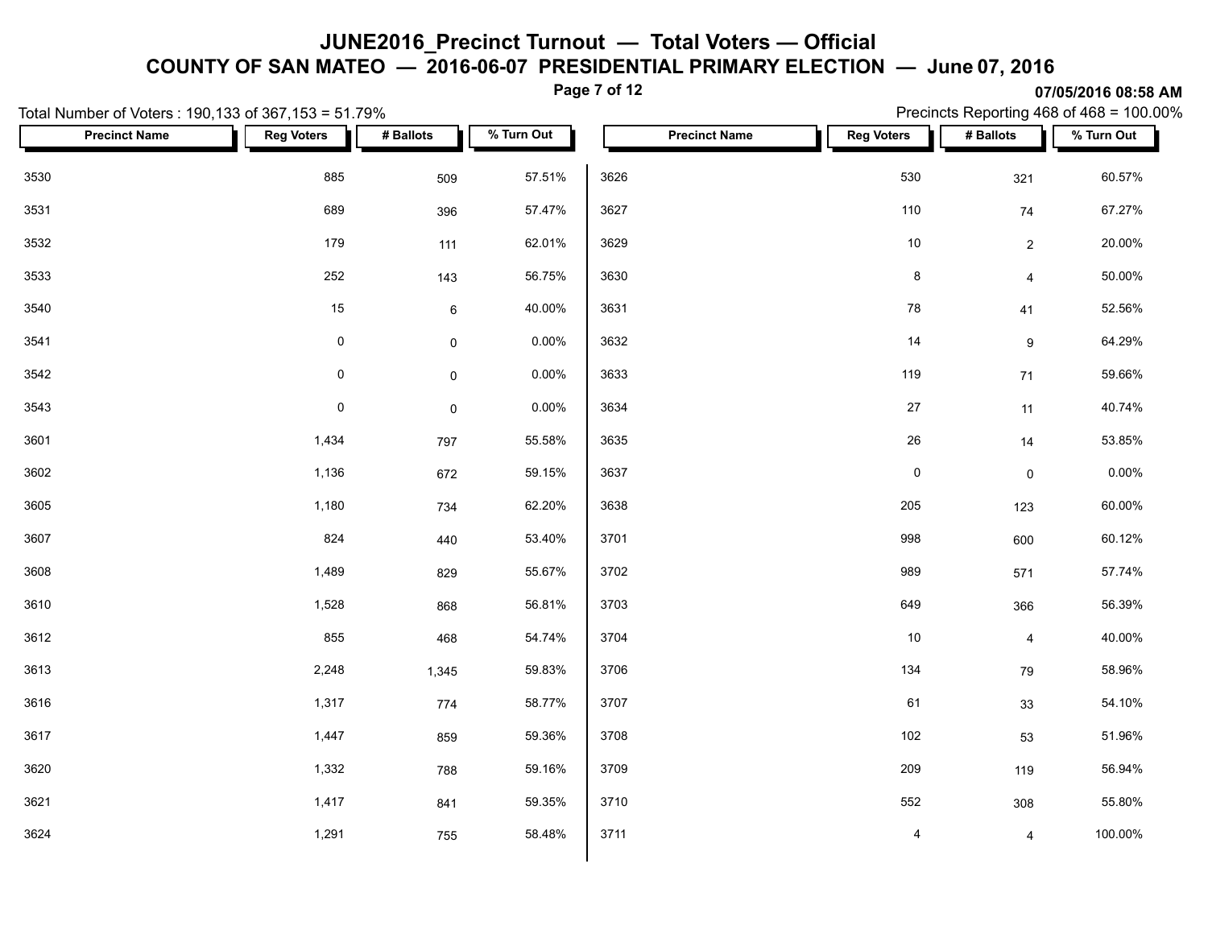# JUNE2016_Precinct Turnout — Total Voters — Official

## COUNTY OF SAN MATEO — 2016-06-07 PRESIDENTIAL PRIMARY ELECTION — June 07, 2016

07/05/2016 08:58 AM

Total Number of Voters : 190,133 of 367,153 = 51.79%

Precincts Reporting 468 of 468 = 100.00%

| Precinct Name | Reg Voters | # Ballots | % Turn Out |
|---|---|---|---|
| 3530 | 885 | 509 | 57.51% |
| 3531 | 689 | 396 | 57.47% |
| 3532 | 179 | 111 | 62.01% |
| 3533 | 252 | 143 | 56.75% |
| 3540 | 15 | 6 | 40.00% |
| 3541 | 0 | 0 | 0.00% |
| 3542 | 0 | 0 | 0.00% |
| 3543 | 0 | 0 | 0.00% |
| 3601 | 1,434 | 797 | 55.58% |
| 3602 | 1,136 | 672 | 59.15% |
| 3605 | 1,180 | 734 | 62.20% |
| 3607 | 824 | 440 | 53.40% |
| 3608 | 1,489 | 829 | 55.67% |
| 3610 | 1,528 | 868 | 56.81% |
| 3612 | 855 | 468 | 54.74% |
| 3613 | 2,248 | 1,345 | 59.83% |
| 3616 | 1,317 | 774 | 58.77% |
| 3617 | 1,447 | 859 | 59.36% |
| 3620 | 1,332 | 788 | 59.16% |
| 3621 | 1,417 | 841 | 59.35% |
| 3624 | 1,291 | 755 | 58.48% |
| 3626 | 530 | 321 | 60.57% |
| 3627 | 110 | 74 | 67.27% |
| 3629 | 10 | 2 | 20.00% |
| 3630 | 8 | 4 | 50.00% |
| 3631 | 78 | 41 | 52.56% |
| 3632 | 14 | 9 | 64.29% |
| 3633 | 119 | 71 | 59.66% |
| 3634 | 27 | 11 | 40.74% |
| 3635 | 26 | 14 | 53.85% |
| 3637 | 0 | 0 | 0.00% |
| 3638 | 205 | 123 | 60.00% |
| 3701 | 998 | 600 | 60.12% |
| 3702 | 989 | 571 | 57.74% |
| 3703 | 649 | 366 | 56.39% |
| 3704 | 10 | 4 | 40.00% |
| 3706 | 134 | 79 | 58.96% |
| 3707 | 61 | 33 | 54.10% |
| 3708 | 102 | 53 | 51.96% |
| 3709 | 209 | 119 | 56.94% |
| 3710 | 552 | 308 | 55.80% |
| 3711 | 4 | 4 | 100.00% |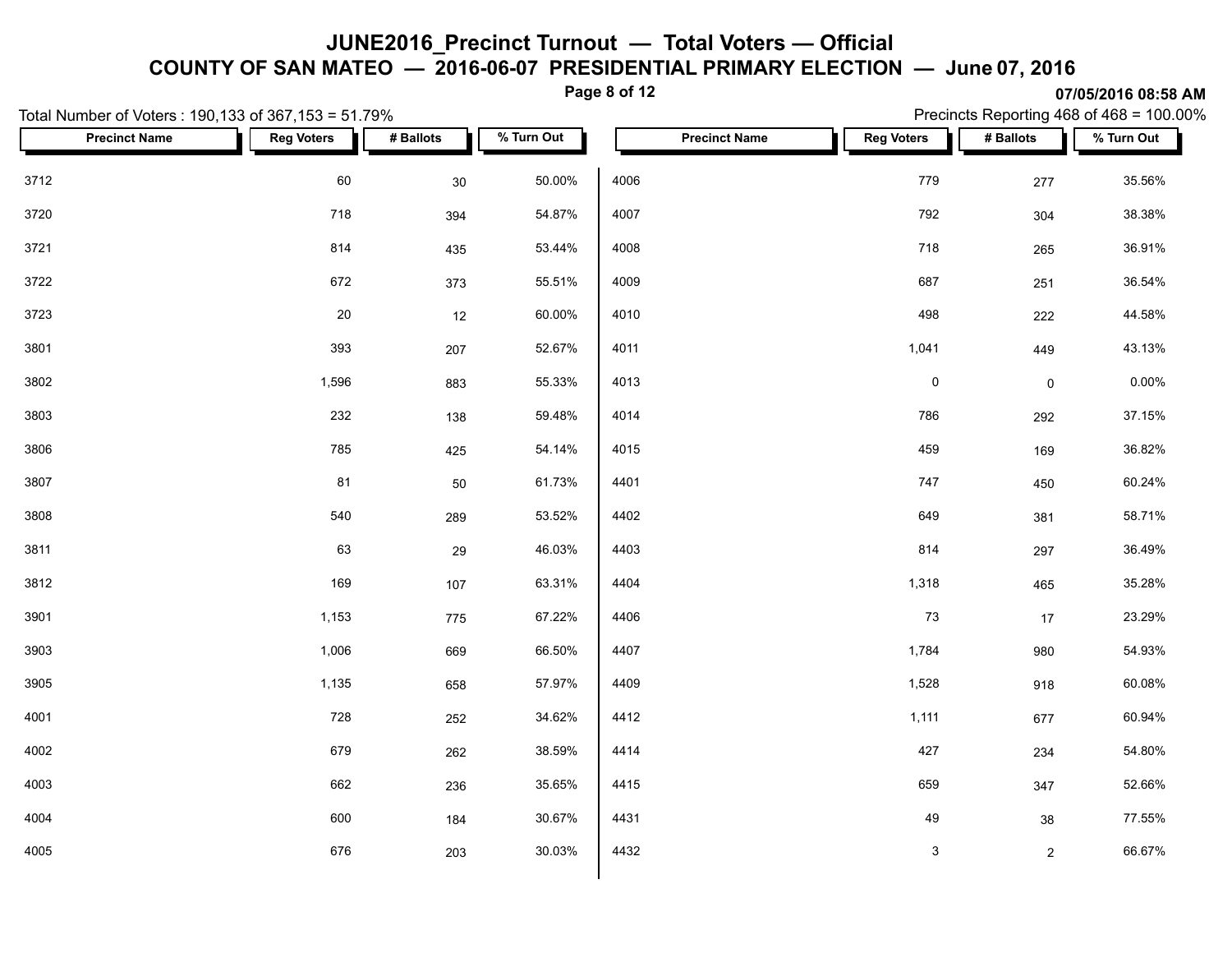# JUNE2016_Precinct Turnout — Total Voters — Official

## COUNTY OF SAN MATEO — 2016-06-07 PRESIDENTIAL PRIMARY ELECTION — June 07, 2016

07/05/2016 08:58 AM

Total Number of Voters : 190,133 of 367,153 = 51.79%

Precincts Reporting 468 of 468 = 100.00%

| Precinct Name | Reg Voters | # Ballots | % Turn Out |
|---|---|---|---|
| 3712 | 60 | 30 | 50.00% |
| 3720 | 718 | 394 | 54.87% |
| 3721 | 814 | 435 | 53.44% |
| 3722 | 672 | 373 | 55.51% |
| 3723 | 20 | 12 | 60.00% |
| 3801 | 393 | 207 | 52.67% |
| 3802 | 1,596 | 883 | 55.33% |
| 3803 | 232 | 138 | 59.48% |
| 3806 | 785 | 425 | 54.14% |
| 3807 | 81 | 50 | 61.73% |
| 3808 | 540 | 289 | 53.52% |
| 3811 | 63 | 29 | 46.03% |
| 3812 | 169 | 107 | 63.31% |
| 3901 | 1,153 | 775 | 67.22% |
| 3903 | 1,006 | 669 | 66.50% |
| 3905 | 1,135 | 658 | 57.97% |
| 4001 | 728 | 252 | 34.62% |
| 4002 | 679 | 262 | 38.59% |
| 4003 | 662 | 236 | 35.65% |
| 4004 | 600 | 184 | 30.67% |
| 4005 | 676 | 203 | 30.03% |
| 4006 | 779 | 277 | 35.56% |
| 4007 | 792 | 304 | 38.38% |
| 4008 | 718 | 265 | 36.91% |
| 4009 | 687 | 251 | 36.54% |
| 4010 | 498 | 222 | 44.58% |
| 4011 | 1,041 | 449 | 43.13% |
| 4013 | 0 | 0 | 0.00% |
| 4014 | 786 | 292 | 37.15% |
| 4015 | 459 | 169 | 36.82% |
| 4401 | 747 | 450 | 60.24% |
| 4402 | 649 | 381 | 58.71% |
| 4403 | 814 | 297 | 36.49% |
| 4404 | 1,318 | 465 | 35.28% |
| 4406 | 73 | 17 | 23.29% |
| 4407 | 1,784 | 980 | 54.93% |
| 4409 | 1,528 | 918 | 60.08% |
| 4412 | 1,111 | 677 | 60.94% |
| 4414 | 427 | 234 | 54.80% |
| 4415 | 659 | 347 | 52.66% |
| 4431 | 49 | 38 | 77.55% |
| 4432 | 3 | 2 | 66.67% |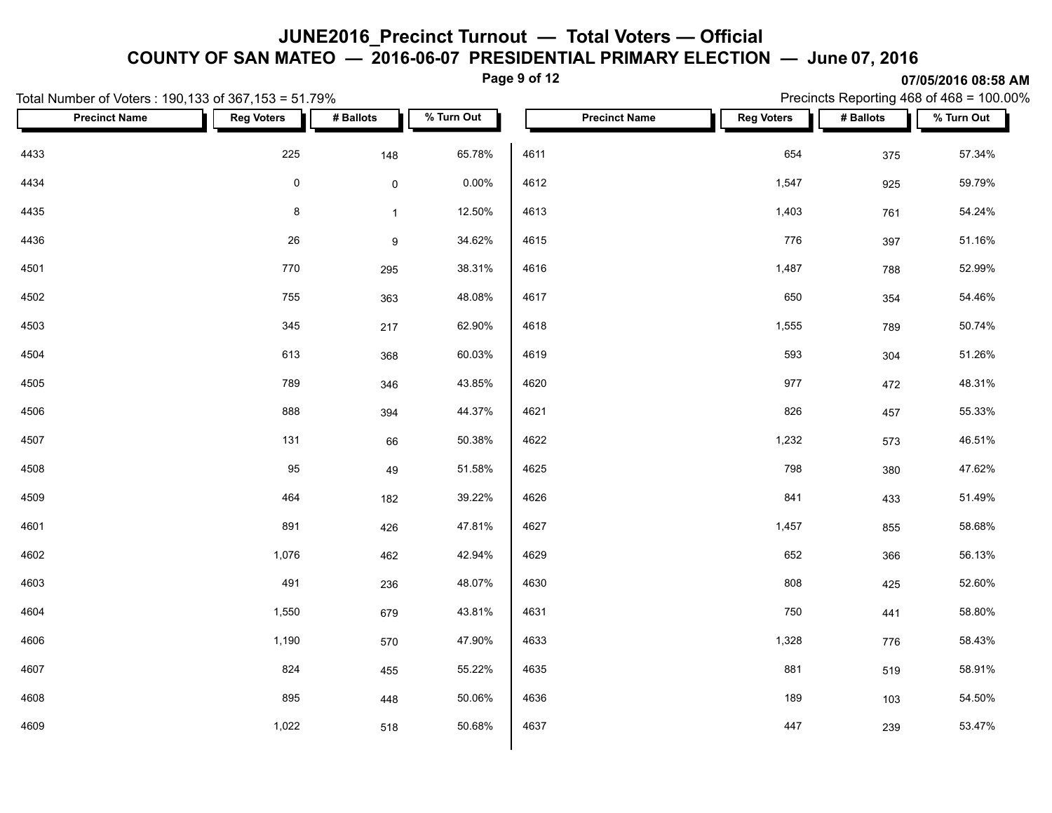# JUNE2016_Precinct Turnout — Total Voters — Official

## COUNTY OF SAN MATEO — 2016-06-07 PRESIDENTIAL PRIMARY ELECTION — June 07, 2016

07/05/2016 08:58 AM

Total Number of Voters : 190,133 of 367,153 = 51.79%

Precincts Reporting 468 of 468 = 100.00%

| Precinct Name | Reg Voters | # Ballots | % Turn Out |
|---|---|---|---|
| 4433 | 225 | 148 | 65.78% |
| 4434 | 0 | 0 | 0.00% |
| 4435 | 8 | 1 | 12.50% |
| 4436 | 26 | 9 | 34.62% |
| 4501 | 770 | 295 | 38.31% |
| 4502 | 755 | 363 | 48.08% |
| 4503 | 345 | 217 | 62.90% |
| 4504 | 613 | 368 | 60.03% |
| 4505 | 789 | 346 | 43.85% |
| 4506 | 888 | 394 | 44.37% |
| 4507 | 131 | 66 | 50.38% |
| 4508 | 95 | 49 | 51.58% |
| 4509 | 464 | 182 | 39.22% |
| 4601 | 891 | 426 | 47.81% |
| 4602 | 1,076 | 462 | 42.94% |
| 4603 | 491 | 236 | 48.07% |
| 4604 | 1,550 | 679 | 43.81% |
| 4606 | 1,190 | 570 | 47.90% |
| 4607 | 824 | 455 | 55.22% |
| 4608 | 895 | 448 | 50.06% |
| 4609 | 1,022 | 518 | 50.68% |
| 4611 | 654 | 375 | 57.34% |
| 4612 | 1,547 | 925 | 59.79% |
| 4613 | 1,403 | 761 | 54.24% |
| 4615 | 776 | 397 | 51.16% |
| 4616 | 1,487 | 788 | 52.99% |
| 4617 | 650 | 354 | 54.46% |
| 4618 | 1,555 | 789 | 50.74% |
| 4619 | 593 | 304 | 51.26% |
| 4620 | 977 | 472 | 48.31% |
| 4621 | 826 | 457 | 55.33% |
| 4622 | 1,232 | 573 | 46.51% |
| 4625 | 798 | 380 | 47.62% |
| 4626 | 841 | 433 | 51.49% |
| 4627 | 1,457 | 855 | 58.68% |
| 4629 | 652 | 366 | 56.13% |
| 4630 | 808 | 425 | 52.60% |
| 4631 | 750 | 441 | 58.80% |
| 4633 | 1,328 | 776 | 58.43% |
| 4635 | 881 | 519 | 58.91% |
| 4636 | 189 | 103 | 54.50% |
| 4637 | 447 | 239 | 53.47% |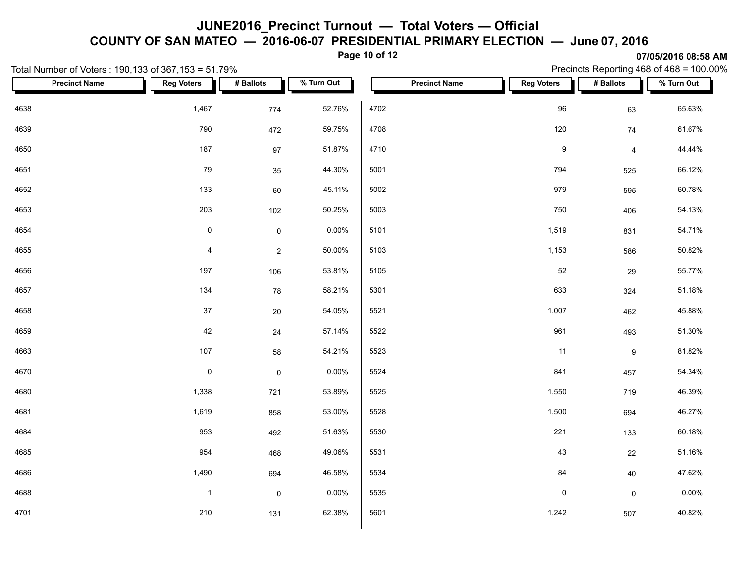# JUNE2016_Precinct Turnout — Total Voters — Official

## COUNTY OF SAN MATEO — 2016-06-07 PRESIDENTIAL PRIMARY ELECTION — June 07, 2016

07/05/2016 08:58 AM

Total Number of Voters : 190,133 of 367,153 = 51.79%

Precincts Reporting 468 of 468 = 100.00%

| Precinct Name | Reg Voters | # Ballots | % Turn Out |
|---|---|---|---|
| 4638 | 1,467 | 774 | 52.76% |
| 4639 | 790 | 472 | 59.75% |
| 4650 | 187 | 97 | 51.87% |
| 4651 | 79 | 35 | 44.30% |
| 4652 | 133 | 60 | 45.11% |
| 4653 | 203 | 102 | 50.25% |
| 4654 | 0 | 0 | 0.00% |
| 4655 | 4 | 2 | 50.00% |
| 4656 | 197 | 106 | 53.81% |
| 4657 | 134 | 78 | 58.21% |
| 4658 | 37 | 20 | 54.05% |
| 4659 | 42 | 24 | 57.14% |
| 4663 | 107 | 58 | 54.21% |
| 4670 | 0 | 0 | 0.00% |
| 4680 | 1,338 | 721 | 53.89% |
| 4681 | 1,619 | 858 | 53.00% |
| 4684 | 953 | 492 | 51.63% |
| 4685 | 954 | 468 | 49.06% |
| 4686 | 1,490 | 694 | 46.58% |
| 4688 | 1 | 0 | 0.00% |
| 4701 | 210 | 131 | 62.38% |
| 4702 | 96 | 63 | 65.63% |
| 4708 | 120 | 74 | 61.67% |
| 4710 | 9 | 4 | 44.44% |
| 5001 | 794 | 525 | 66.12% |
| 5002 | 979 | 595 | 60.78% |
| 5003 | 750 | 406 | 54.13% |
| 5101 | 1,519 | 831 | 54.71% |
| 5103 | 1,153 | 586 | 50.82% |
| 5105 | 52 | 29 | 55.77% |
| 5301 | 633 | 324 | 51.18% |
| 5521 | 1,007 | 462 | 45.88% |
| 5522 | 961 | 493 | 51.30% |
| 5523 | 11 | 9 | 81.82% |
| 5524 | 841 | 457 | 54.34% |
| 5525 | 1,550 | 719 | 46.39% |
| 5528 | 1,500 | 694 | 46.27% |
| 5530 | 221 | 133 | 60.18% |
| 5531 | 43 | 22 | 51.16% |
| 5534 | 84 | 40 | 47.62% |
| 5535 | 0 | 0 | 0.00% |
| 5601 | 1,242 | 507 | 40.82% |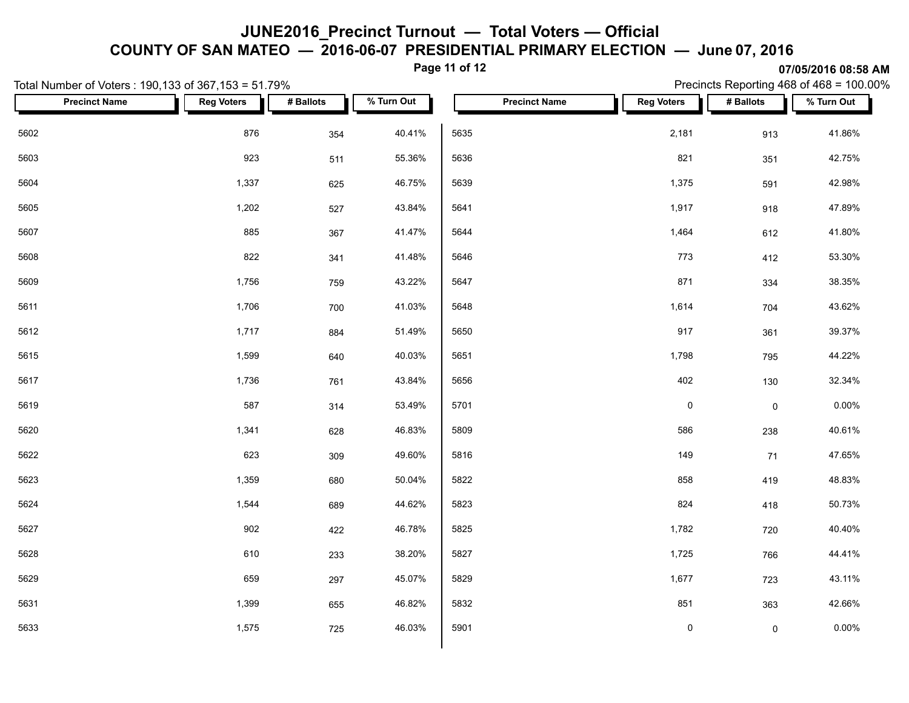# JUNE2016_Precinct Turnout — Total Voters — Official

## COUNTY OF SAN MATEO — 2016-06-07 PRESIDENTIAL PRIMARY ELECTION — June 07, 2016

07/05/2016 08:58 AM

Total Number of Voters : 190,133 of 367,153 = 51.79%

Precincts Reporting 468 of 468 = 100.00%

| Precinct Name | Reg Voters | # Ballots | % Turn Out |
|---|---|---|---|
| 5602 | 876 | 354 | 40.41% |
| 5603 | 923 | 511 | 55.36% |
| 5604 | 1,337 | 625 | 46.75% |
| 5605 | 1,202 | 527 | 43.84% |
| 5607 | 885 | 367 | 41.47% |
| 5608 | 822 | 341 | 41.48% |
| 5609 | 1,756 | 759 | 43.22% |
| 5611 | 1,706 | 700 | 41.03% |
| 5612 | 1,717 | 884 | 51.49% |
| 5615 | 1,599 | 640 | 40.03% |
| 5617 | 1,736 | 761 | 43.84% |
| 5619 | 587 | 314 | 53.49% |
| 5620 | 1,341 | 628 | 46.83% |
| 5622 | 623 | 309 | 49.60% |
| 5623 | 1,359 | 680 | 50.04% |
| 5624 | 1,544 | 689 | 44.62% |
| 5627 | 902 | 422 | 46.78% |
| 5628 | 610 | 233 | 38.20% |
| 5629 | 659 | 297 | 45.07% |
| 5631 | 1,399 | 655 | 46.82% |
| 5633 | 1,575 | 725 | 46.03% |
| 5635 | 2,181 | 913 | 41.86% |
| 5636 | 821 | 351 | 42.75% |
| 5639 | 1,375 | 591 | 42.98% |
| 5641 | 1,917 | 918 | 47.89% |
| 5644 | 1,464 | 612 | 41.80% |
| 5646 | 773 | 412 | 53.30% |
| 5647 | 871 | 334 | 38.35% |
| 5648 | 1,614 | 704 | 43.62% |
| 5650 | 917 | 361 | 39.37% |
| 5651 | 1,798 | 795 | 44.22% |
| 5656 | 402 | 130 | 32.34% |
| 5701 | 0 | 0 | 0.00% |
| 5809 | 586 | 238 | 40.61% |
| 5816 | 149 | 71 | 47.65% |
| 5822 | 858 | 419 | 48.83% |
| 5823 | 824 | 418 | 50.73% |
| 5825 | 1,782 | 720 | 40.40% |
| 5827 | 1,725 | 766 | 44.41% |
| 5829 | 1,677 | 723 | 43.11% |
| 5832 | 851 | 363 | 42.66% |
| 5901 | 0 | 0 | 0.00% |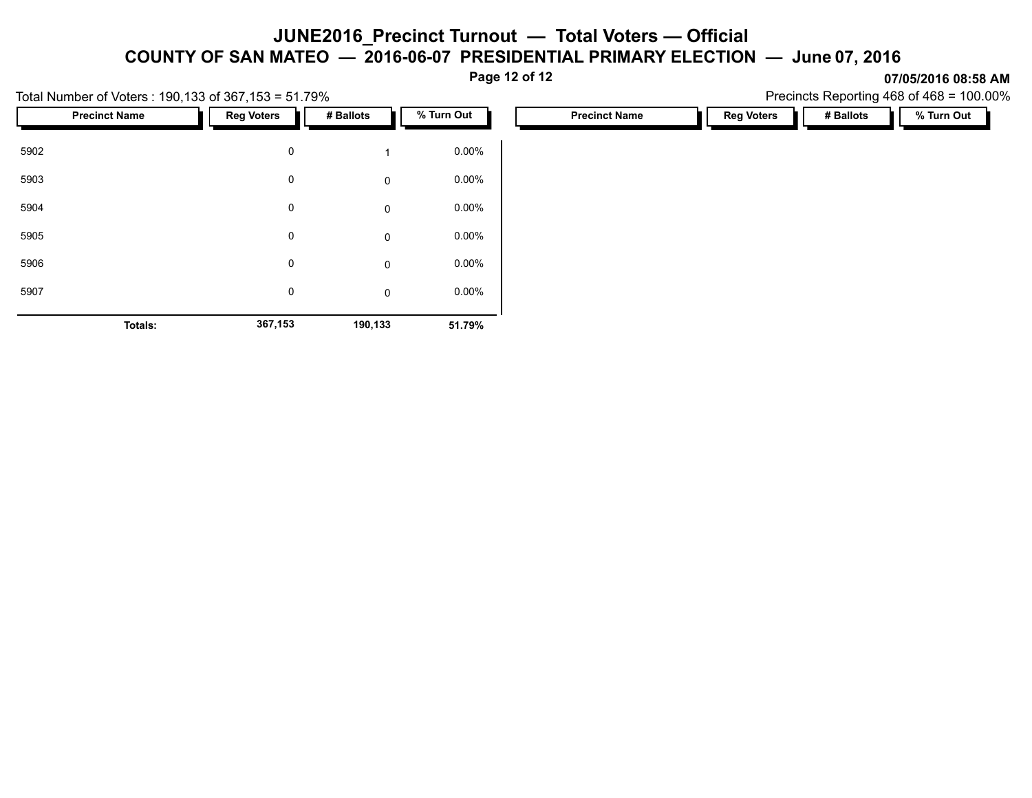# JUNE2016_Precinct Turnout — Total Voters — Official

## COUNTY OF SAN MATEO — 2016-06-07 PRESIDENTIAL PRIMARY ELECTION — June 07, 2016

07/05/2016 08:58 AM

Total Number of Voters : 190,133 of 367,153 = 51.79%

Precincts Reporting 468 of 468 = 100.00%

| Precinct Name | Reg Voters | # Ballots | % Turn Out |
|---|---|---|---|
| 5902 | 0 | 1 | 0.00% |
| 5903 | 0 | 0 | 0.00% |
| 5904 | 0 | 0 | 0.00% |
| 5905 | 0 | 0 | 0.00% |
| 5906 | 0 | 0 | 0.00% |
| 5907 | 0 | 0 | 0.00% |
| **Totals:** | **367,153** | **190,133** | **51.79%** |